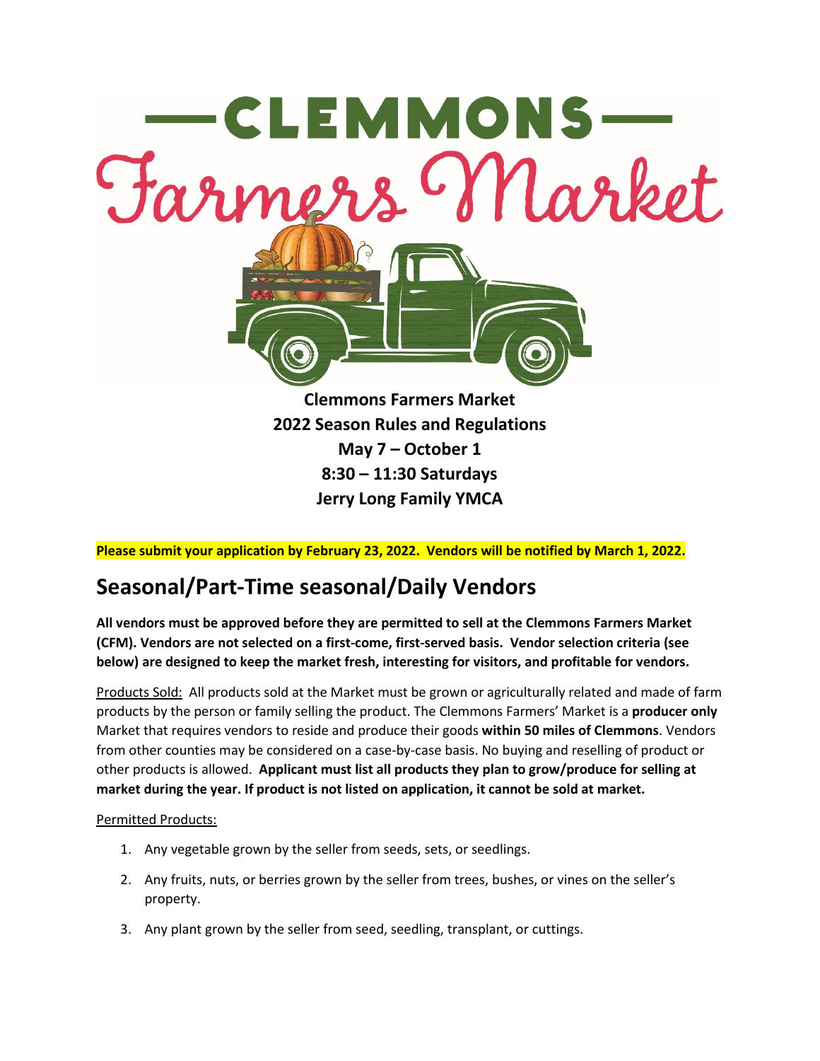# —CLEMMONS— Farmers Market

**Clemmons Farmers Market**
**2022 Season Rules and Regulations**
**May 7 – October 1**
**8:30 – 11:30 Saturdays**
**Jerry Long Family YMCA**

**Please submit your application by February 23, 2022. Vendors will be notified by March 1, 2022.**

## Seasonal/Part-Time seasonal/Daily Vendors

**All vendors must be approved before they are permitted to sell at the Clemmons Farmers Market (CFM). Vendors are not selected on a first-come, first-served basis. Vendor selection criteria (see below) are designed to keep the market fresh, interesting for visitors, and profitable for vendors.**

Products Sold: All products sold at the Market must be grown or agriculturally related and made of farm products by the person or family selling the product. The Clemmons Farmers' Market is a **producer only** Market that requires vendors to reside and produce their goods **within 50 miles of Clemmons**. Vendors from other counties may be considered on a case-by-case basis. No buying and reselling of product or other products is allowed. **Applicant must list all products they plan to grow/produce for selling at market during the year. If product is not listed on application, it cannot be sold at market.**

Permitted Products:

1. Any vegetable grown by the seller from seeds, sets, or seedlings.
2. Any fruits, nuts, or berries grown by the seller from trees, bushes, or vines on the seller's property.
3. Any plant grown by the seller from seed, seedling, transplant, or cuttings.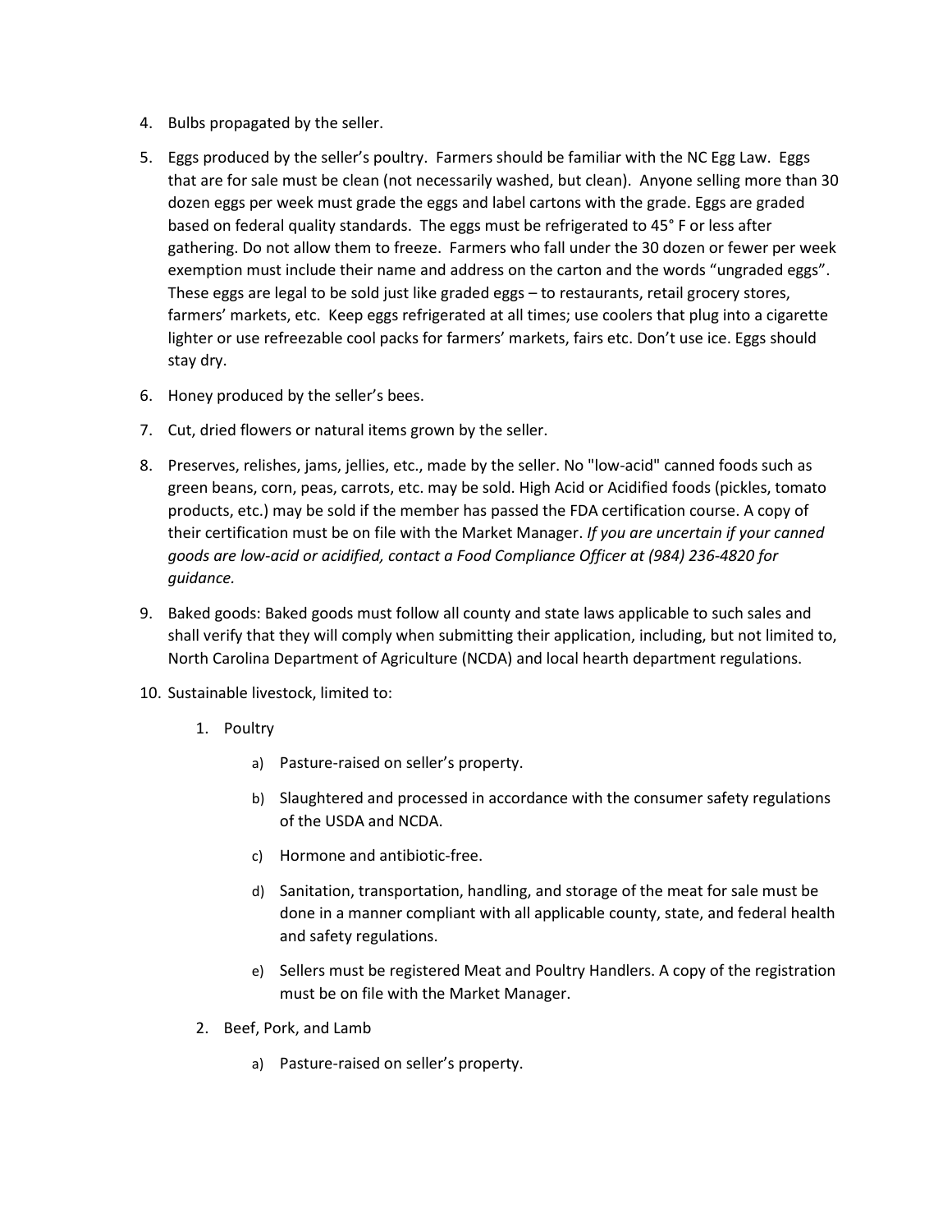4. Bulbs propagated by the seller.
5. Eggs produced by the seller's poultry. Farmers should be familiar with the NC Egg Law. Eggs that are for sale must be clean (not necessarily washed, but clean). Anyone selling more than 30 dozen eggs per week must grade the eggs and label cartons with the grade. Eggs are graded based on federal quality standards. The eggs must be refrigerated to 45° F or less after gathering. Do not allow them to freeze. Farmers who fall under the 30 dozen or fewer per week exemption must include their name and address on the carton and the words "ungraded eggs". These eggs are legal to be sold just like graded eggs – to restaurants, retail grocery stores, farmers' markets, etc. Keep eggs refrigerated at all times; use coolers that plug into a cigarette lighter or use refreezable cool packs for farmers' markets, fairs etc. Don't use ice. Eggs should stay dry.
6. Honey produced by the seller's bees.
7. Cut, dried flowers or natural items grown by the seller.
8. Preserves, relishes, jams, jellies, etc., made by the seller. No "low-acid" canned foods such as green beans, corn, peas, carrots, etc. may be sold. High Acid or Acidified foods (pickles, tomato products, etc.) may be sold if the member has passed the FDA certification course. A copy of their certification must be on file with the Market Manager. *If you are uncertain if your canned goods are low-acid or acidified, contact a Food Compliance Officer at (984) 236-4820 for guidance.*
9. Baked goods: Baked goods must follow all county and state laws applicable to such sales and shall verify that they will comply when submitting their application, including, but not limited to, North Carolina Department of Agriculture (NCDA) and local hearth department regulations.
10. Sustainable livestock, limited to:
    1. Poultry
        a) Pasture-raised on seller's property.
        b) Slaughtered and processed in accordance with the consumer safety regulations of the USDA and NCDA.
        c) Hormone and antibiotic-free.
        d) Sanitation, transportation, handling, and storage of the meat for sale must be done in a manner compliant with all applicable county, state, and federal health and safety regulations.
        e) Sellers must be registered Meat and Poultry Handlers. A copy of the registration must be on file with the Market Manager.
    2. Beef, Pork, and Lamb
        a) Pasture-raised on seller's property.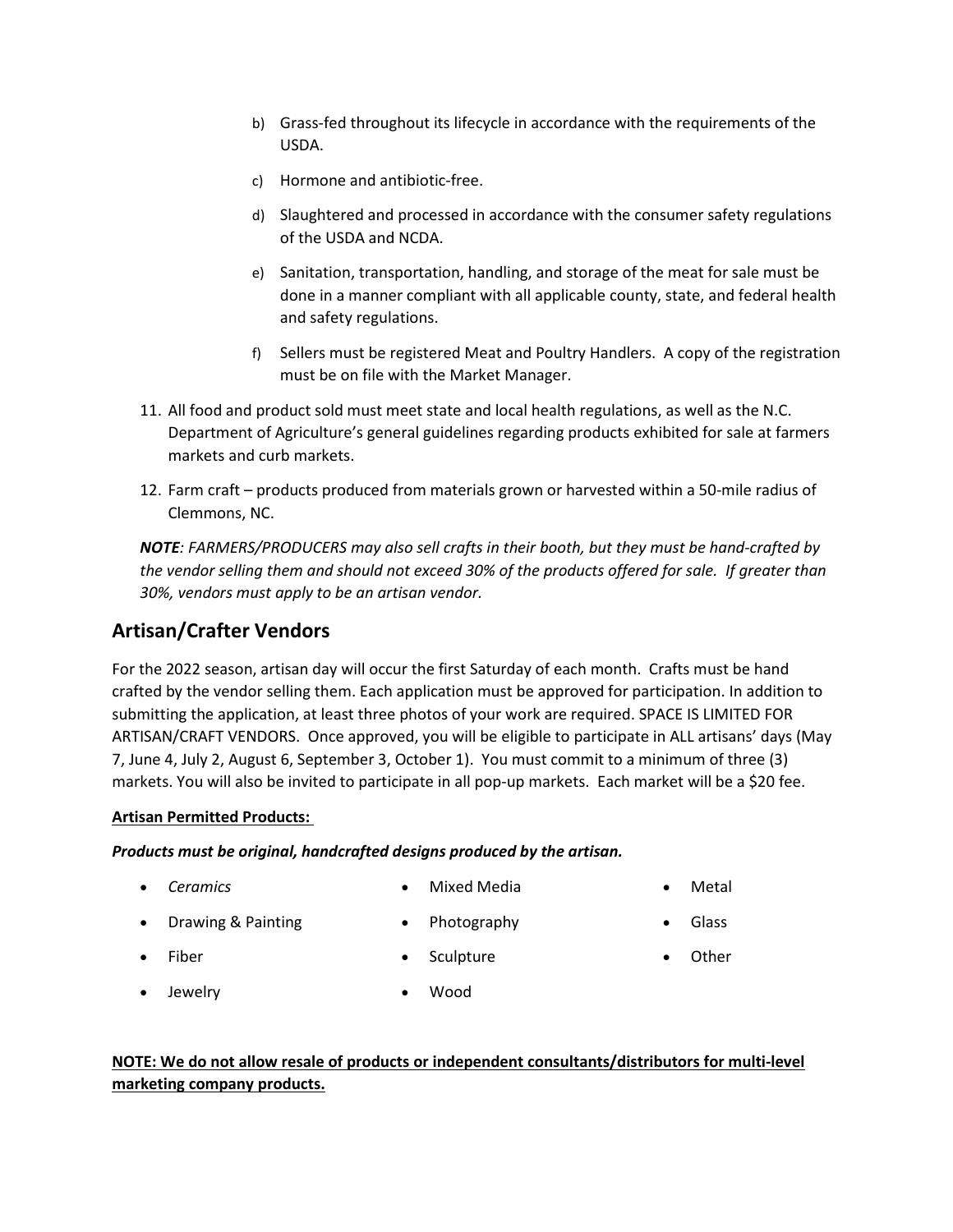b) Grass-fed throughout its lifecycle in accordance with the requirements of the USDA.

   c) Hormone and antibiotic-free.

   d) Slaughtered and processed in accordance with the consumer safety regulations of the USDA and NCDA.

   e) Sanitation, transportation, handling, and storage of the meat for sale must be done in a manner compliant with all applicable county, state, and federal health and safety regulations.

   f) Sellers must be registered Meat and Poultry Handlers. A copy of the registration must be on file with the Market Manager.

11. All food and product sold must meet state and local health regulations, as well as the N.C. Department of Agriculture's general guidelines regarding products exhibited for sale at farmers markets and curb markets.

12. Farm craft – products produced from materials grown or harvested within a 50-mile radius of Clemmons, NC.

***NOTE****: FARMERS/PRODUCERS may also sell crafts in their booth, but they must be hand-crafted by the vendor selling them and should not exceed 30% of the products offered for sale. If greater than 30%, vendors must apply to be an artisan vendor.*

## Artisan/Crafter Vendors

For the 2022 season, artisan day will occur the first Saturday of each month. Crafts must be hand crafted by the vendor selling them. Each application must be approved for participation. In addition to submitting the application, at least three photos of your work are required. SPACE IS LIMITED FOR ARTISAN/CRAFT VENDORS. Once approved, you will be eligible to participate in ALL artisans' days (May 7, June 4, July 2, August 6, September 3, October 1). You must commit to a minimum of three (3) markets. You will also be invited to participate in all pop-up markets. Each market will be a $20 fee.

**Artisan Permitted Products:**

***Products must be original, handcrafted designs produced by the artisan.***

- *Ceramics*
- Drawing & Painting
- Fiber
- Jewelry
- Mixed Media
- Photography
- Sculpture
- Wood
- Metal
- Glass
- Other

**NOTE: We do not allow resale of products or independent consultants/distributors for multi-level marketing company products.**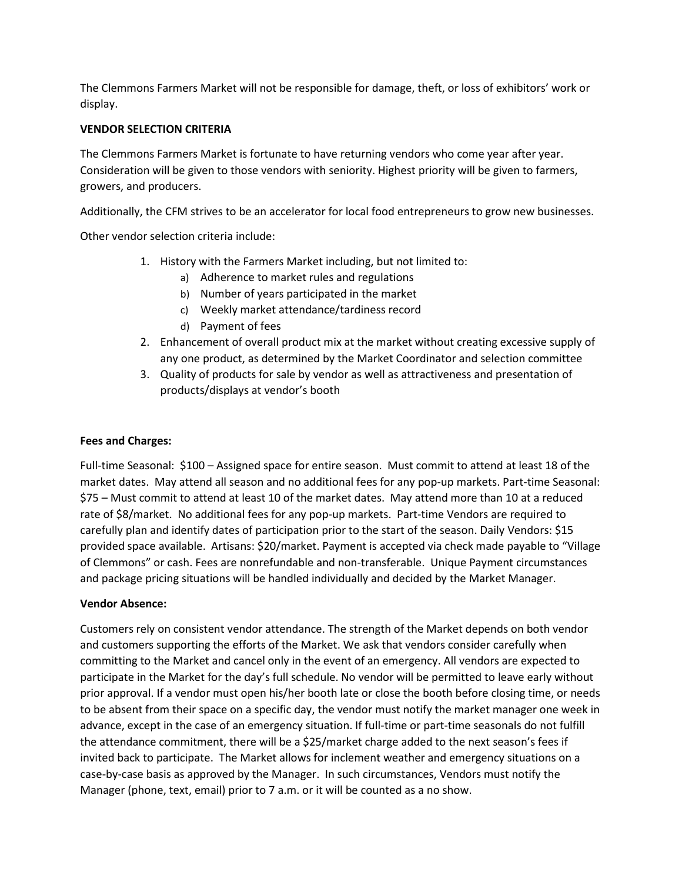The Clemmons Farmers Market will not be responsible for damage, theft, or loss of exhibitors' work or display.

**VENDOR SELECTION CRITERIA**

The Clemmons Farmers Market is fortunate to have returning vendors who come year after year. Consideration will be given to those vendors with seniority. Highest priority will be given to farmers, growers, and producers.

Additionally, the CFM strives to be an accelerator for local food entrepreneurs to grow new businesses.

Other vendor selection criteria include:

1. History with the Farmers Market including, but not limited to:
   a) Adherence to market rules and regulations
   b) Number of years participated in the market
   c) Weekly market attendance/tardiness record
   d) Payment of fees
2. Enhancement of overall product mix at the market without creating excessive supply of any one product, as determined by the Market Coordinator and selection committee
3. Quality of products for sale by vendor as well as attractiveness and presentation of products/displays at vendor's booth

**Fees and Charges:**

Full-time Seasonal: $100 – Assigned space for entire season. Must commit to attend at least 18 of the market dates. May attend all season and no additional fees for any pop-up markets. Part-time Seasonal: $75 – Must commit to attend at least 10 of the market dates. May attend more than 10 at a reduced rate of $8/market. No additional fees for any pop-up markets. Part-time Vendors are required to carefully plan and identify dates of participation prior to the start of the season. Daily Vendors: $15 provided space available. Artisans: $20/market. Payment is accepted via check made payable to "Village of Clemmons" or cash. Fees are nonrefundable and non-transferable. Unique Payment circumstances and package pricing situations will be handled individually and decided by the Market Manager.

**Vendor Absence:**

Customers rely on consistent vendor attendance. The strength of the Market depends on both vendor and customers supporting the efforts of the Market. We ask that vendors consider carefully when committing to the Market and cancel only in the event of an emergency. All vendors are expected to participate in the Market for the day's full schedule. No vendor will be permitted to leave early without prior approval. If a vendor must open his/her booth late or close the booth before closing time, or needs to be absent from their space on a specific day, the vendor must notify the market manager one week in advance, except in the case of an emergency situation. If full-time or part-time seasonals do not fulfill the attendance commitment, there will be a $25/market charge added to the next season's fees if invited back to participate. The Market allows for inclement weather and emergency situations on a case-by-case basis as approved by the Manager. In such circumstances, Vendors must notify the Manager (phone, text, email) prior to 7 a.m. or it will be counted as a no show.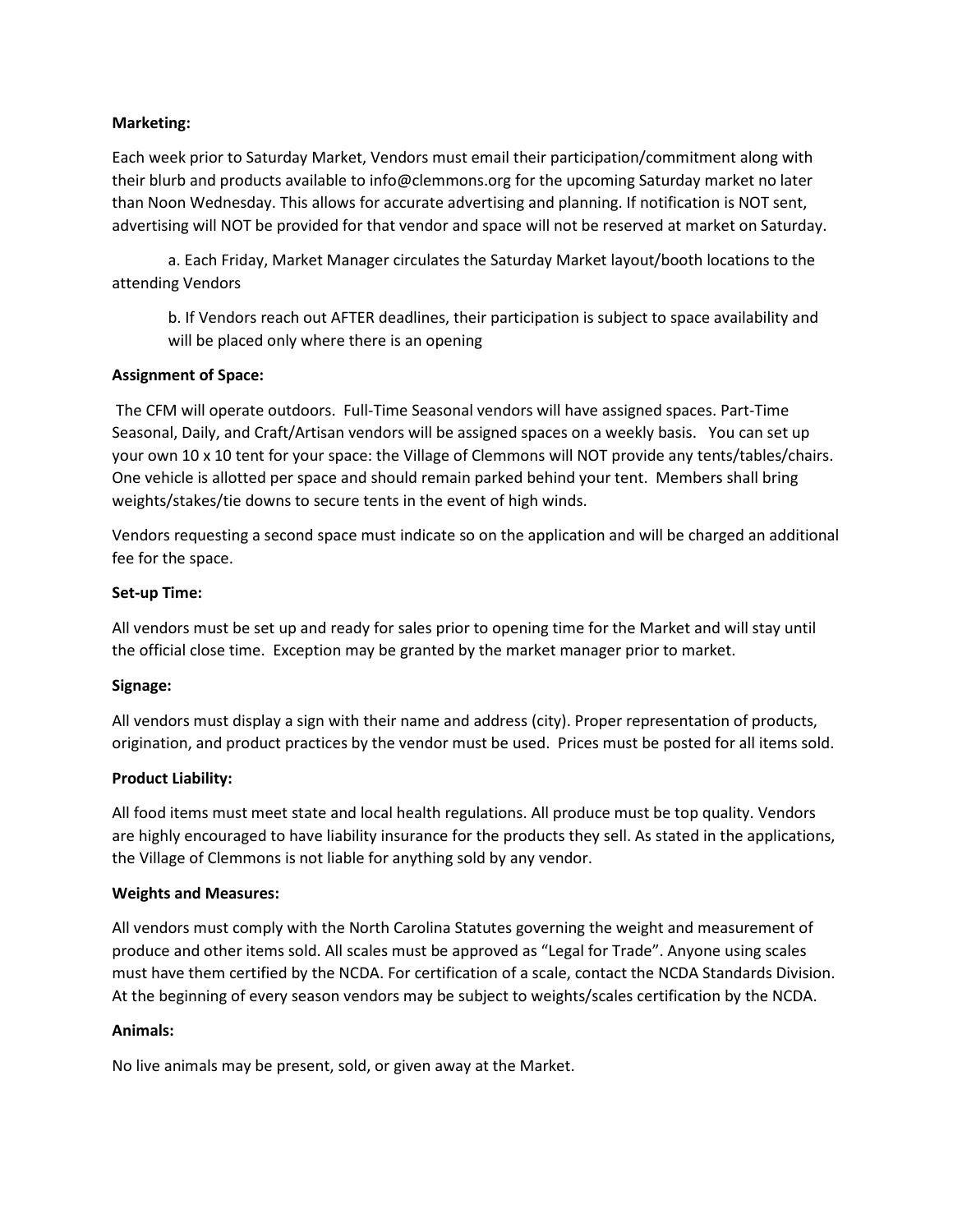**Marketing:**

Each week prior to Saturday Market, Vendors must email their participation/commitment along with their blurb and products available to info@clemmons.org for the upcoming Saturday market no later than Noon Wednesday. This allows for accurate advertising and planning. If notification is NOT sent, advertising will NOT be provided for that vendor and space will not be reserved at market on Saturday.

a. Each Friday, Market Manager circulates the Saturday Market layout/booth locations to the attending Vendors

b. If Vendors reach out AFTER deadlines, their participation is subject to space availability and will be placed only where there is an opening

**Assignment of Space:**

The CFM will operate outdoors. Full-Time Seasonal vendors will have assigned spaces. Part-Time Seasonal, Daily, and Craft/Artisan vendors will be assigned spaces on a weekly basis. You can set up your own 10 x 10 tent for your space: the Village of Clemmons will NOT provide any tents/tables/chairs. One vehicle is allotted per space and should remain parked behind your tent. Members shall bring weights/stakes/tie downs to secure tents in the event of high winds.

Vendors requesting a second space must indicate so on the application and will be charged an additional fee for the space.

**Set-up Time:**

All vendors must be set up and ready for sales prior to opening time for the Market and will stay until the official close time. Exception may be granted by the market manager prior to market.

**Signage:**

All vendors must display a sign with their name and address (city). Proper representation of products, origination, and product practices by the vendor must be used. Prices must be posted for all items sold.

**Product Liability:**

All food items must meet state and local health regulations. All produce must be top quality. Vendors are highly encouraged to have liability insurance for the products they sell. As stated in the applications, the Village of Clemmons is not liable for anything sold by any vendor.

**Weights and Measures:**

All vendors must comply with the North Carolina Statutes governing the weight and measurement of produce and other items sold. All scales must be approved as "Legal for Trade". Anyone using scales must have them certified by the NCDA. For certification of a scale, contact the NCDA Standards Division. At the beginning of every season vendors may be subject to weights/scales certification by the NCDA.

**Animals:**

No live animals may be present, sold, or given away at the Market.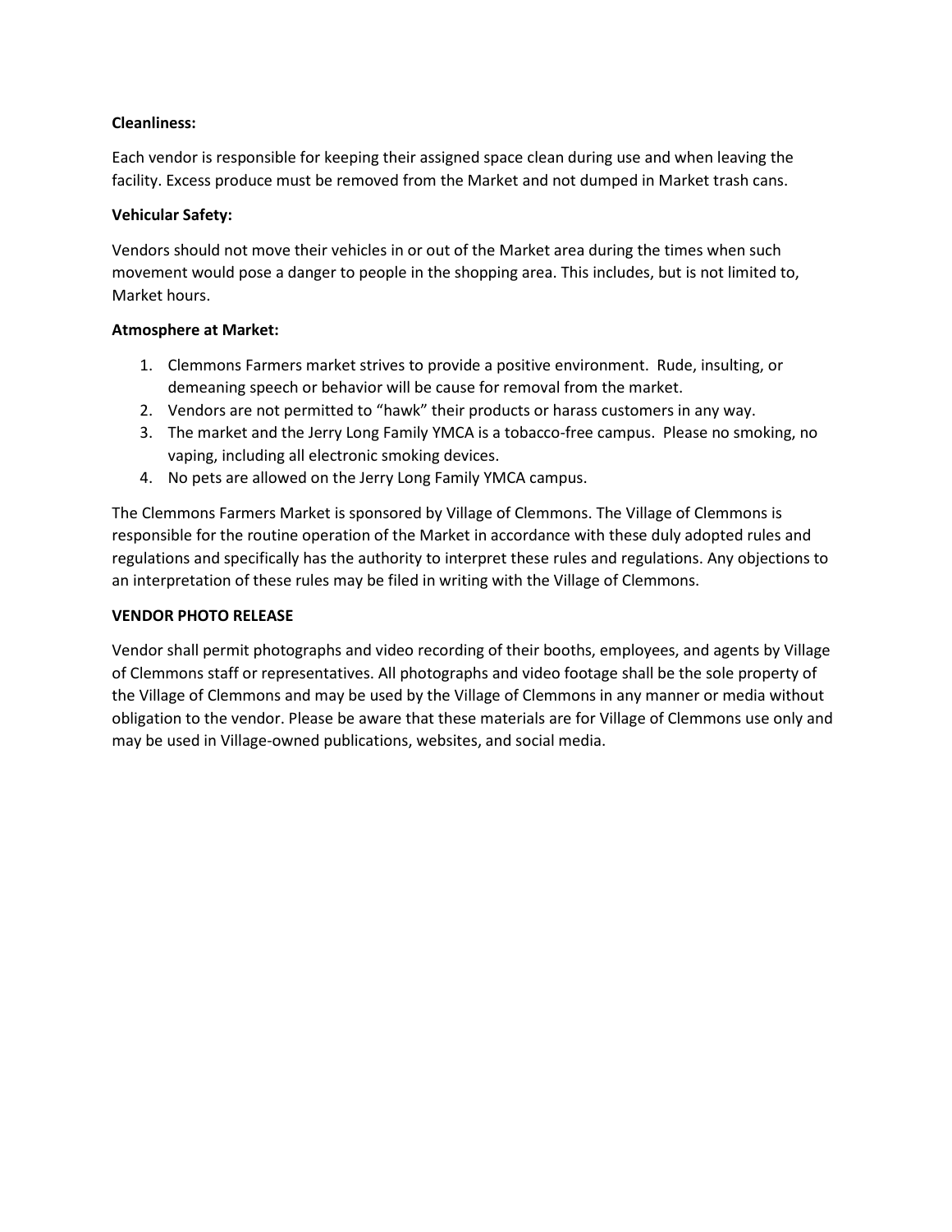**Cleanliness:**

Each vendor is responsible for keeping their assigned space clean during use and when leaving the facility. Excess produce must be removed from the Market and not dumped in Market trash cans.

**Vehicular Safety:**

Vendors should not move their vehicles in or out of the Market area during the times when such movement would pose a danger to people in the shopping area. This includes, but is not limited to, Market hours.

**Atmosphere at Market:**

1. Clemmons Farmers market strives to provide a positive environment. Rude, insulting, or demeaning speech or behavior will be cause for removal from the market.
2. Vendors are not permitted to "hawk" their products or harass customers in any way.
3. The market and the Jerry Long Family YMCA is a tobacco-free campus. Please no smoking, no vaping, including all electronic smoking devices.
4. No pets are allowed on the Jerry Long Family YMCA campus.

The Clemmons Farmers Market is sponsored by Village of Clemmons. The Village of Clemmons is responsible for the routine operation of the Market in accordance with these duly adopted rules and regulations and specifically has the authority to interpret these rules and regulations. Any objections to an interpretation of these rules may be filed in writing with the Village of Clemmons.

**VENDOR PHOTO RELEASE**

Vendor shall permit photographs and video recording of their booths, employees, and agents by Village of Clemmons staff or representatives. All photographs and video footage shall be the sole property of the Village of Clemmons and may be used by the Village of Clemmons in any manner or media without obligation to the vendor. Please be aware that these materials are for Village of Clemmons use only and may be used in Village-owned publications, websites, and social media.